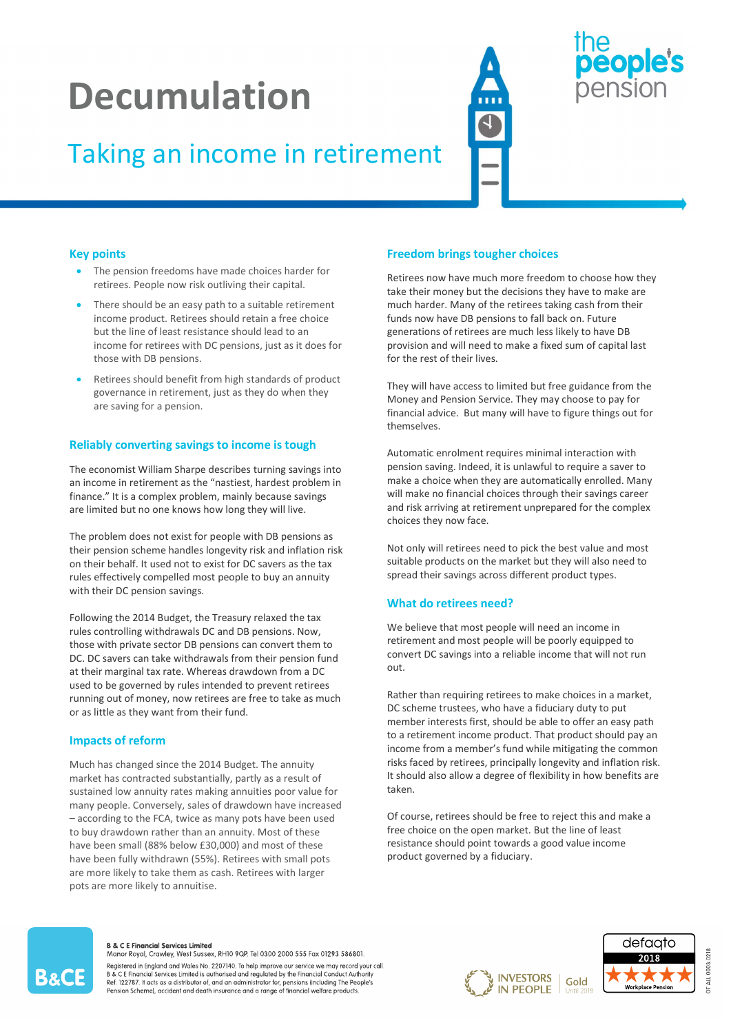# Decumulation

## Taking an income in retirement

### Key points

- The pension freedoms have made choices harder for retirees. People now risk outliving their capital.
- There should be an easy path to a suitable retirement income product. Retirees should retain a free choice but the line of least resistance should lead to an income for retirees with DC pensions, just as it does for those with DB pensions.
- Retirees should benefit from high standards of product governance in retirement, just as they do when they are saving for a pension.

### Reliably converting savings to income is tough

The economist William Sharpe describes turning savings into an income in retirement as the "nastiest, hardest problem in finance." It is a complex problem, mainly because savings are limited but no one knows how long they will live.

The problem does not exist for people with DB pensions as their pension scheme handles longevity risk and inflation risk on their behalf. It used not to exist for DC savers as the tax rules effectively compelled most people to buy an annuity with their DC pension savings.

Following the 2014 Budget, the Treasury relaxed the tax rules controlling withdrawals DC and DB pensions. Now, those with private sector DB pensions can convert them to DC. DC savers can take withdrawals from their pension fund at their marginal tax rate. Whereas drawdown from a DC used to be governed by rules intended to prevent retirees running out of money, now retirees are free to take as much or as little as they want from their fund.

### Impacts of reform

Much has changed since the 2014 Budget. The annuity market has contracted substantially, partly as a result of sustained low annuity rates making annuities poor value for many people. Conversely, sales of drawdown have increased – according to the FCA, twice as many pots have been used to buy drawdown rather than an annuity. Most of these have been small (88% below £30,000) and most of these have been fully withdrawn (55%). Retirees with small pots are more likely to take them as cash. Retirees with larger pots are more likely to annuitise.

### Freedom brings tougher choices

Retirees now have much more freedom to choose how they take their money but the decisions they have to make are much harder. Many of the retirees taking cash from their funds now have DB pensions to fall back on. Future generations of retirees are much less likely to have DB provision and will need to make a fixed sum of capital last for the rest of their lives.

They will have access to limited but free guidance from the Money and Pension Service. They may choose to pay for financial advice. But many will have to figure things out for themselves.

Automatic enrolment requires minimal interaction with pension saving. Indeed, it is unlawful to require a saver to make a choice when they are automatically enrolled. Many will make no financial choices through their savings career and risk arriving at retirement unprepared for the complex choices they now face.

Not only will retirees need to pick the best value and most suitable products on the market but they will also need to spread their savings across different product types.

### What do retirees need?

We believe that most people will need an income in retirement and most people will be poorly equipped to convert DC savings into a reliable income that will not run out.

Rather than requiring retirees to make choices in a market, DC scheme trustees, who have a fiduciary duty to put member interests first, should be able to offer an easy path to a retirement income product. That product should pay an income from a member's fund while mitigating the common risks faced by retirees, principally longevity and inflation risk. It should also allow a degree of flexibility in how benefits are taken.

Of course, retirees should be free to reject this and make a free choice on the open market. But the line of least resistance should point towards a good value income product governed by a fiduciary.

**B & C E Financial Services Limited**
Manor Royal, Crawley, West Sussex, RH10 9QP. Tel 0300 2000 555 Fax 01293 586801.
Registered in England and Wales No. 2207140. To help improve our service we may record your call. B & C E Financial Services Limited is authorised and regulated by the Financial Conduct Authority Ref: 122787. It acts as a distributor of, and an administrator for, pensions (including The People's Pension Scheme), accident and death insurance and a range of financial welfare products.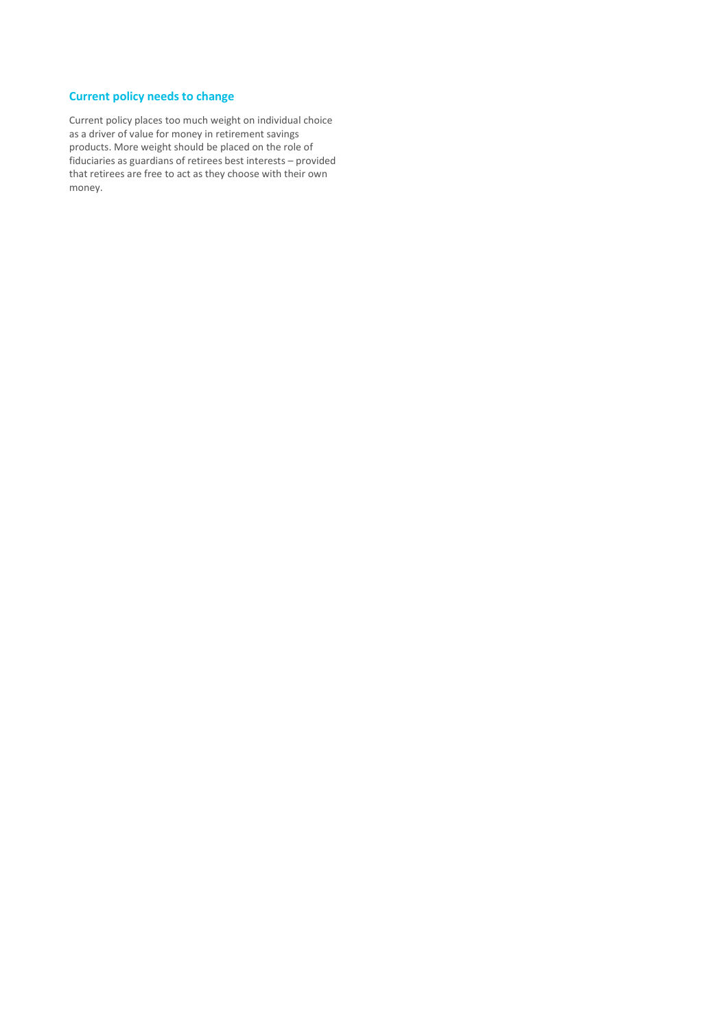### Current policy needs to change

Current policy places too much weight on individual choice as a driver of value for money in retirement savings products. More weight should be placed on the role of fiduciaries as guardians of retirees best interests – provided that retirees are free to act as they choose with their own money.